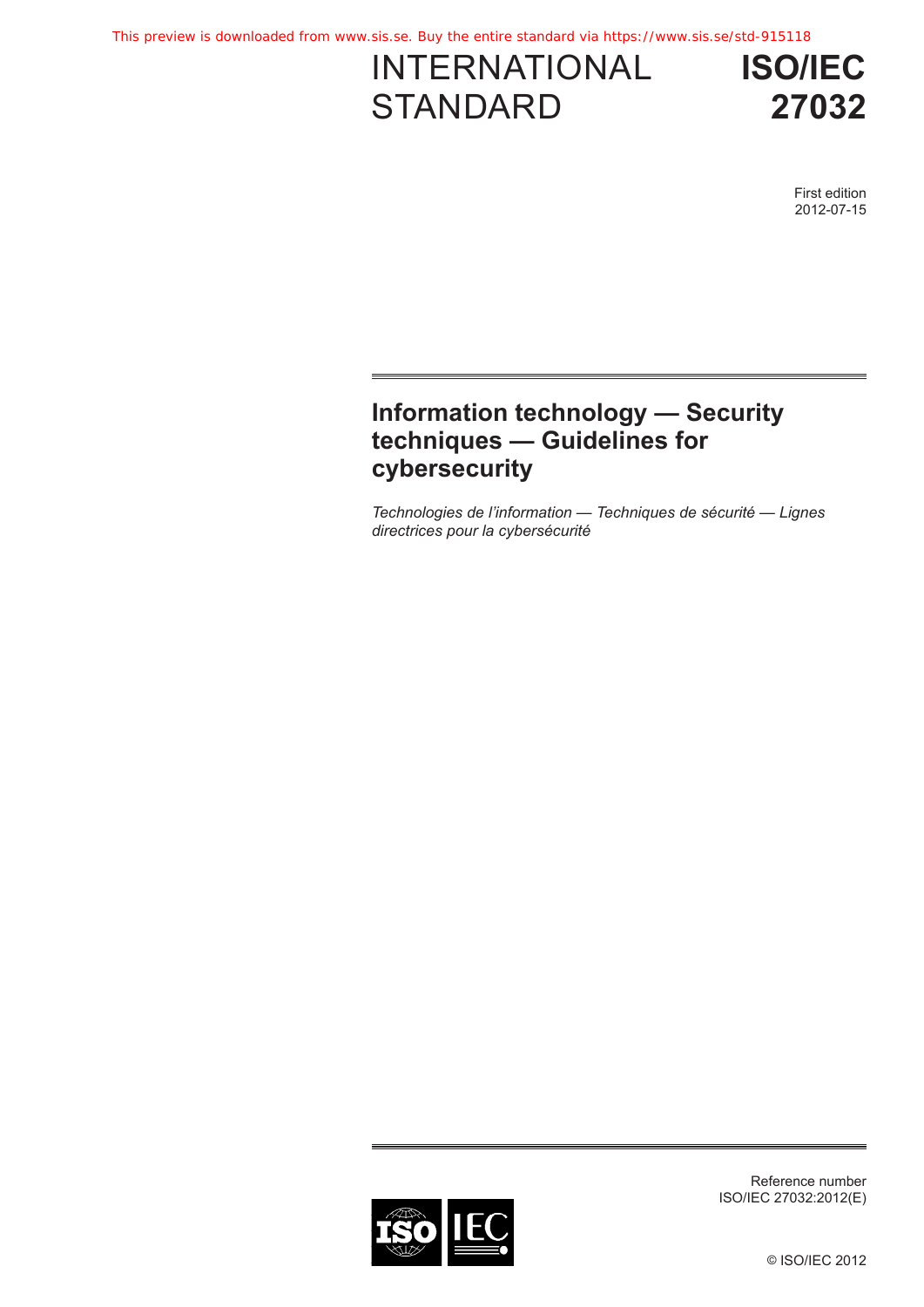INTERNATIONAL STANDARD

**ISO/IEC 27032**

First edition
2012-07-15

# Information technology — Security techniques — Guidelines for cybersecurity

*Technologies de l'information — Techniques de sécurité — Lignes directrices pour la cybersécurité*

Reference number
ISO/IEC 27032:2012(E)

© ISO/IEC 2012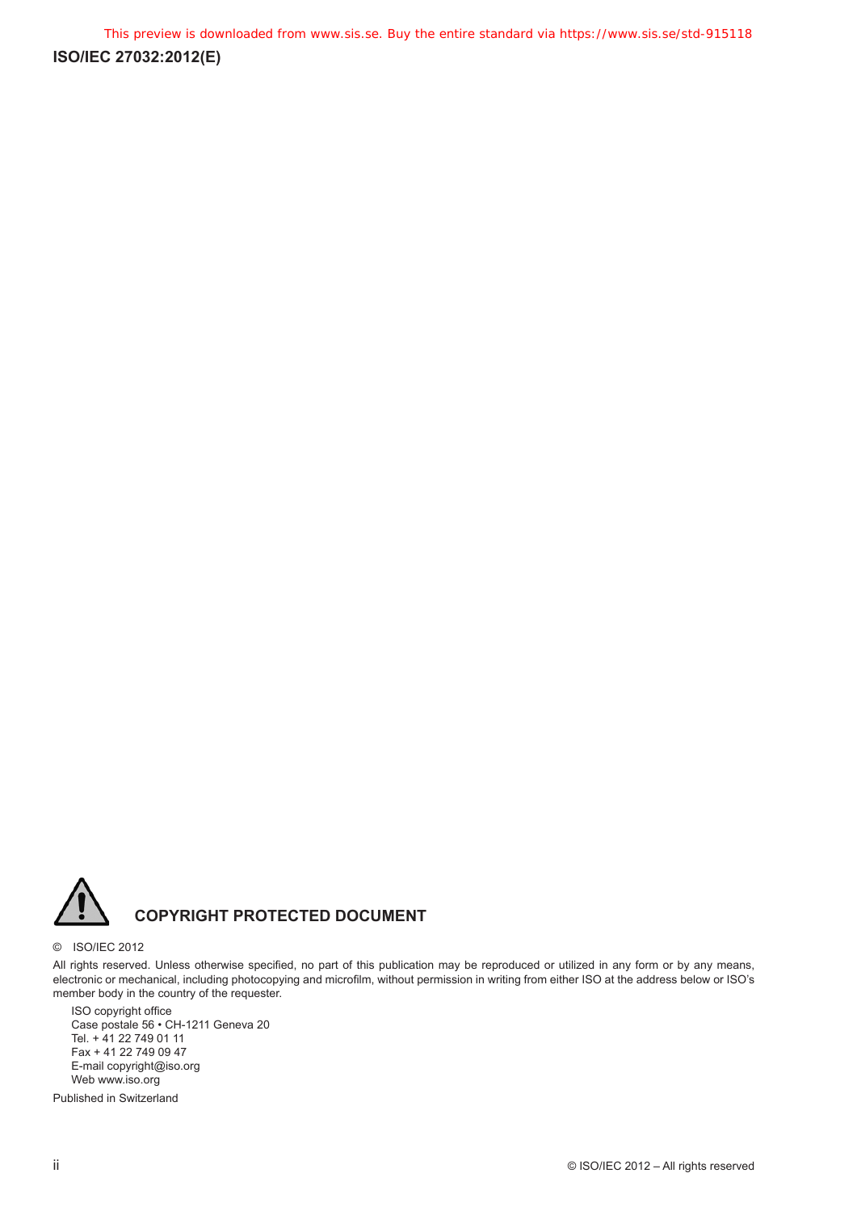## COPYRIGHT PROTECTED DOCUMENT

© ISO/IEC 2012

All rights reserved. Unless otherwise specified, no part of this publication may be reproduced or utilized in any form or by any means, electronic or mechanical, including photocopying and microfilm, without permission in writing from either ISO at the address below or ISO's member body in the country of the requester.

ISO copyright office
Case postale 56 • CH-1211 Geneva 20
Tel. + 41 22 749 01 11
Fax + 41 22 749 09 47
E-mail copyright@iso.org
Web www.iso.org

Published in Switzerland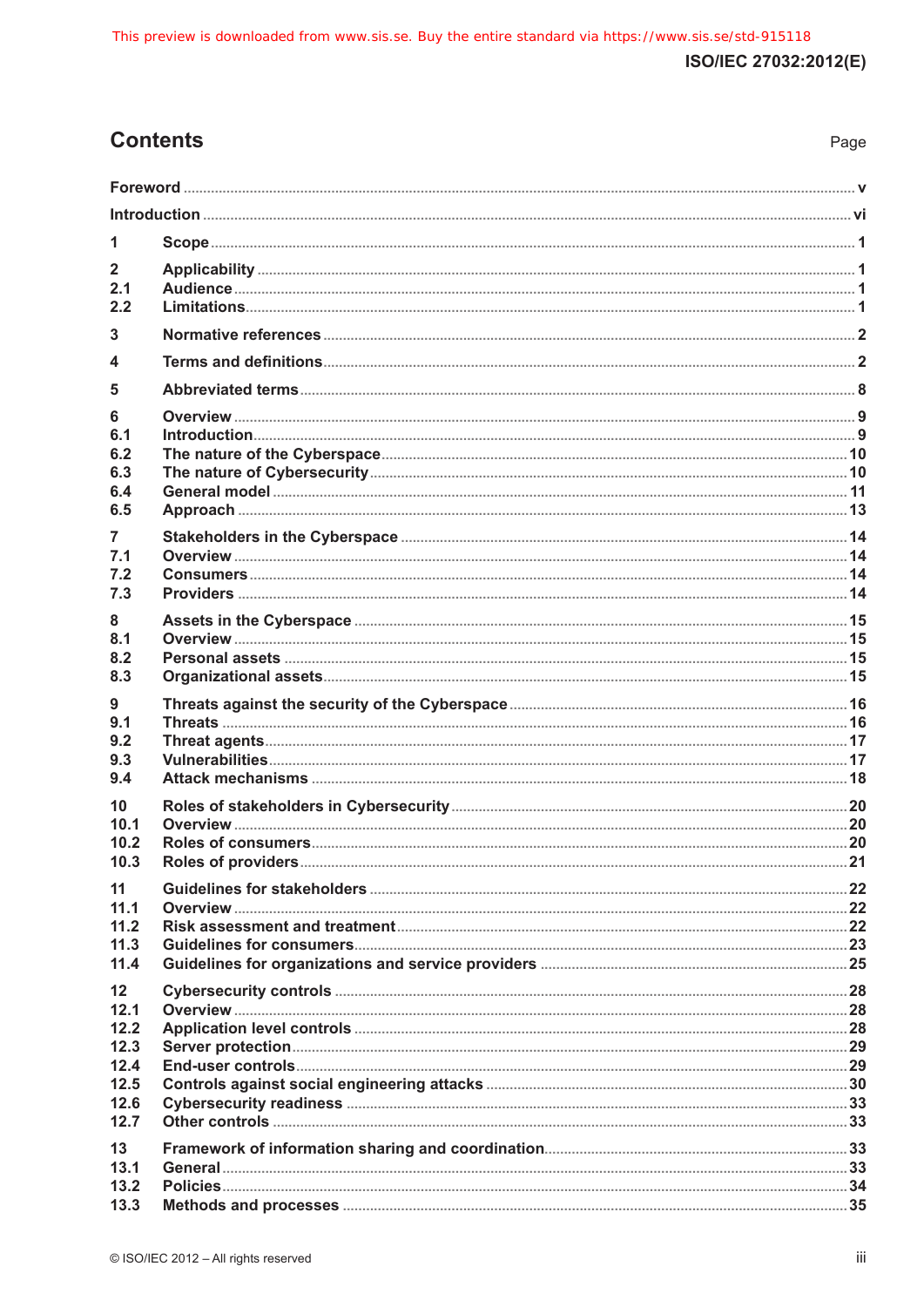# Contents

Page

Foreword ..... v

Introduction ..... vi

1 Scope ..... 1

2 Applicability ..... 1
2.1 Audience ..... 1
2.2 Limitations ..... 1

3 Normative references ..... 2

4 Terms and definitions ..... 2

5 Abbreviated terms ..... 8

6 Overview ..... 9
6.1 Introduction ..... 9
6.2 The nature of the Cyberspace ..... 10
6.3 The nature of Cybersecurity ..... 10
6.4 General model ..... 11
6.5 Approach ..... 13

7 Stakeholders in the Cyberspace ..... 14
7.1 Overview ..... 14
7.2 Consumers ..... 14
7.3 Providers ..... 14

8 Assets in the Cyberspace ..... 15
8.1 Overview ..... 15
8.2 Personal assets ..... 15
8.3 Organizational assets ..... 15

9 Threats against the security of the Cyberspace ..... 16
9.1 Threats ..... 16
9.2 Threat agents ..... 17
9.3 Vulnerabilities ..... 17
9.4 Attack mechanisms ..... 18

10 Roles of stakeholders in Cybersecurity ..... 20
10.1 Overview ..... 20
10.2 Roles of consumers ..... 20
10.3 Roles of providers ..... 21

11 Guidelines for stakeholders ..... 22
11.1 Overview ..... 22
11.2 Risk assessment and treatment ..... 22
11.3 Guidelines for consumers ..... 23
11.4 Guidelines for organizations and service providers ..... 25

12 Cybersecurity controls ..... 28
12.1 Overview ..... 28
12.2 Application level controls ..... 28
12.3 Server protection ..... 29
12.4 End-user controls ..... 29
12.5 Controls against social engineering attacks ..... 30
12.6 Cybersecurity readiness ..... 33
12.7 Other controls ..... 33

13 Framework of information sharing and coordination ..... 33
13.1 General ..... 33
13.2 Policies ..... 34
13.3 Methods and processes ..... 35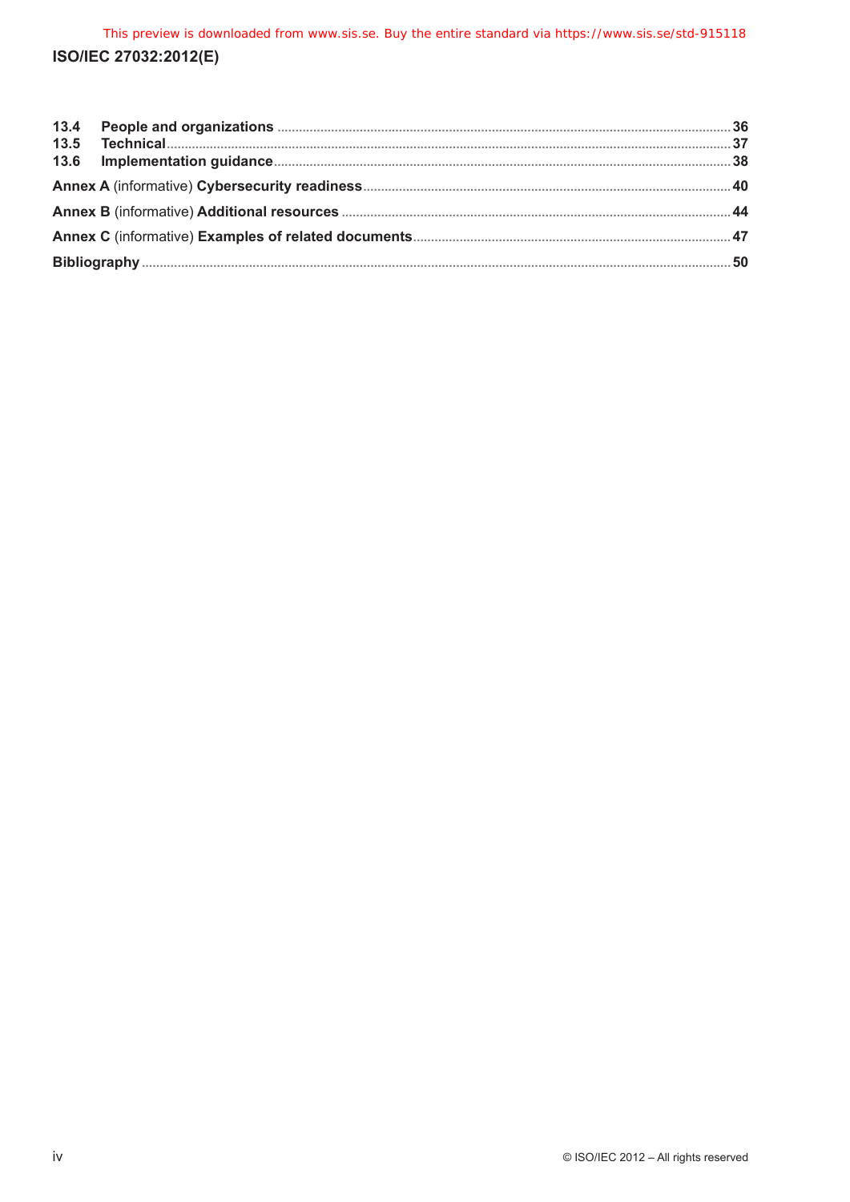13.4 **People and organizations** ........................................ 36
13.5 **Technical** ........................................ 37
13.6 **Implementation guidance** ........................................ 38

**Annex A** (informative) **Cybersecurity readiness** ........................................ 40

**Annex B** (informative) **Additional resources** ........................................ 44

**Annex C** (informative) **Examples of related documents** ........................................ 47

**Bibliography** ........................................ 50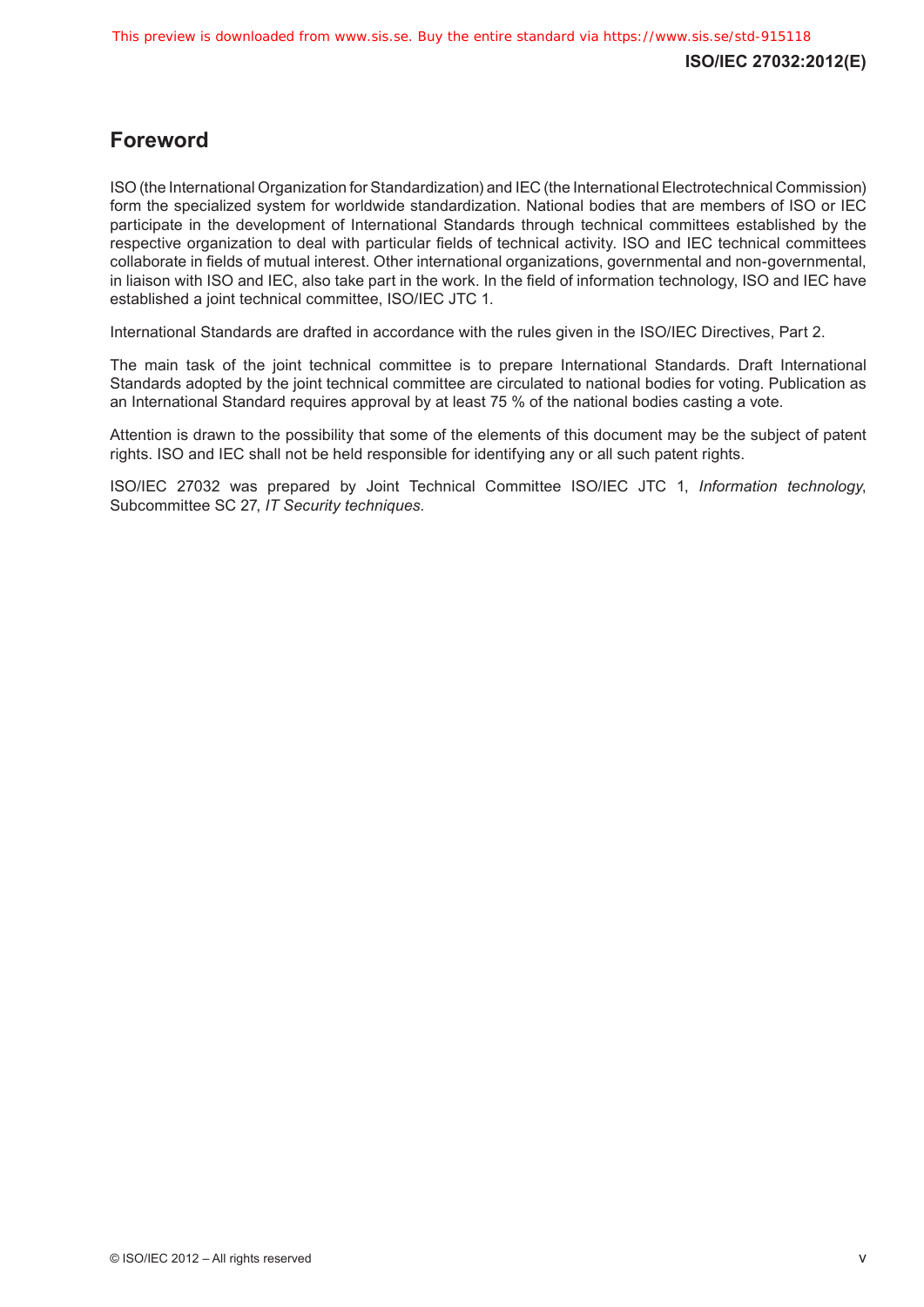# Foreword

ISO (the International Organization for Standardization) and IEC (the International Electrotechnical Commission) form the specialized system for worldwide standardization. National bodies that are members of ISO or IEC participate in the development of International Standards through technical committees established by the respective organization to deal with particular fields of technical activity. ISO and IEC technical committees collaborate in fields of mutual interest. Other international organizations, governmental and non-governmental, in liaison with ISO and IEC, also take part in the work. In the field of information technology, ISO and IEC have established a joint technical committee, ISO/IEC JTC 1.

International Standards are drafted in accordance with the rules given in the ISO/IEC Directives, Part 2.

The main task of the joint technical committee is to prepare International Standards. Draft International Standards adopted by the joint technical committee are circulated to national bodies for voting. Publication as an International Standard requires approval by at least 75 % of the national bodies casting a vote.

Attention is drawn to the possibility that some of the elements of this document may be the subject of patent rights. ISO and IEC shall not be held responsible for identifying any or all such patent rights.

ISO/IEC 27032 was prepared by Joint Technical Committee ISO/IEC JTC 1, *Information technology*, Subcommittee SC 27, *IT Security techniques*.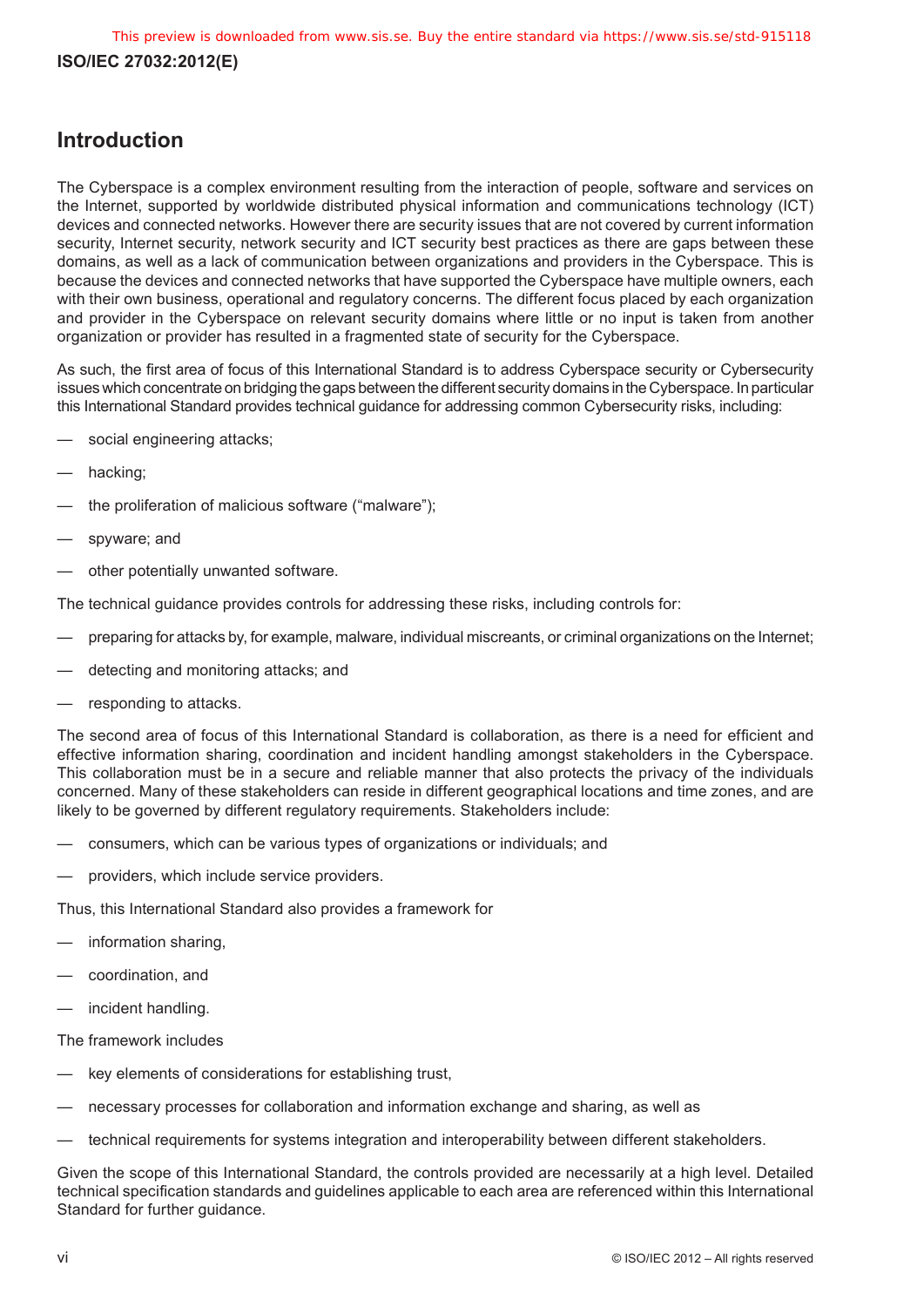## Introduction

The Cyberspace is a complex environment resulting from the interaction of people, software and services on the Internet, supported by worldwide distributed physical information and communications technology (ICT) devices and connected networks. However there are security issues that are not covered by current information security, Internet security, network security and ICT security best practices as there are gaps between these domains, as well as a lack of communication between organizations and providers in the Cyberspace. This is because the devices and connected networks that have supported the Cyberspace have multiple owners, each with their own business, operational and regulatory concerns. The different focus placed by each organization and provider in the Cyberspace on relevant security domains where little or no input is taken from another organization or provider has resulted in a fragmented state of security for the Cyberspace.

As such, the first area of focus of this International Standard is to address Cyberspace security or Cybersecurity issues which concentrate on bridging the gaps between the different security domains in the Cyberspace. In particular this International Standard provides technical guidance for addressing common Cybersecurity risks, including:

- social engineering attacks;
- hacking;
- the proliferation of malicious software ("malware");
- spyware; and
- other potentially unwanted software.

The technical guidance provides controls for addressing these risks, including controls for:

- preparing for attacks by, for example, malware, individual miscreants, or criminal organizations on the Internet;
- detecting and monitoring attacks; and
- responding to attacks.

The second area of focus of this International Standard is collaboration, as there is a need for efficient and effective information sharing, coordination and incident handling amongst stakeholders in the Cyberspace. This collaboration must be in a secure and reliable manner that also protects the privacy of the individuals concerned. Many of these stakeholders can reside in different geographical locations and time zones, and are likely to be governed by different regulatory requirements. Stakeholders include:

- consumers, which can be various types of organizations or individuals; and
- providers, which include service providers.

Thus, this International Standard also provides a framework for

- information sharing,
- coordination, and
- incident handling.

The framework includes

- key elements of considerations for establishing trust,
- necessary processes for collaboration and information exchange and sharing, as well as
- technical requirements for systems integration and interoperability between different stakeholders.

Given the scope of this International Standard, the controls provided are necessarily at a high level. Detailed technical specification standards and guidelines applicable to each area are referenced within this International Standard for further guidance.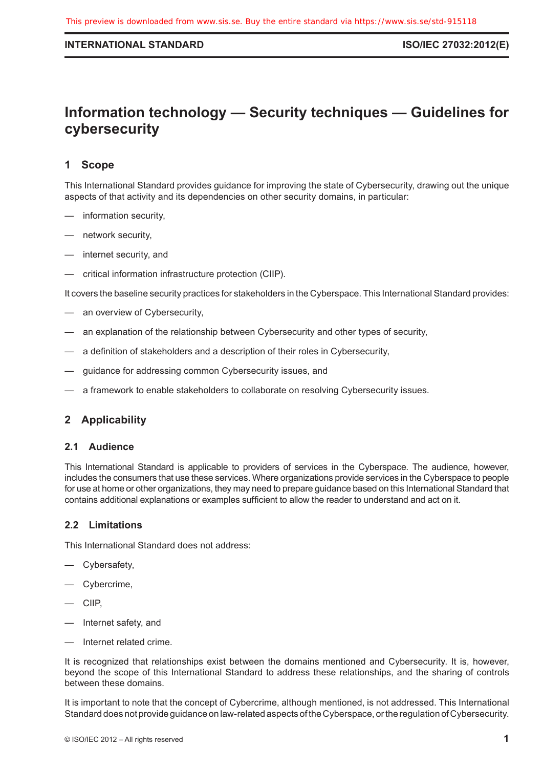# Information technology — Security techniques — Guidelines for cybersecurity

## 1 Scope

This International Standard provides guidance for improving the state of Cybersecurity, drawing out the unique aspects of that activity and its dependencies on other security domains, in particular:

- information security,
- network security,
- internet security, and
- critical information infrastructure protection (CIIP).

It covers the baseline security practices for stakeholders in the Cyberspace. This International Standard provides:

- an overview of Cybersecurity,
- an explanation of the relationship between Cybersecurity and other types of security,
- a definition of stakeholders and a description of their roles in Cybersecurity,
- guidance for addressing common Cybersecurity issues, and
- a framework to enable stakeholders to collaborate on resolving Cybersecurity issues.

## 2 Applicability

### 2.1 Audience

This International Standard is applicable to providers of services in the Cyberspace. The audience, however, includes the consumers that use these services. Where organizations provide services in the Cyberspace to people for use at home or other organizations, they may need to prepare guidance based on this International Standard that contains additional explanations or examples sufficient to allow the reader to understand and act on it.

### 2.2 Limitations

This International Standard does not address:

- Cybersafety,
- Cybercrime,
- CIIP,
- Internet safety, and
- Internet related crime.

It is recognized that relationships exist between the domains mentioned and Cybersecurity. It is, however, beyond the scope of this International Standard to address these relationships, and the sharing of controls between these domains.

It is important to note that the concept of Cybercrime, although mentioned, is not addressed. This International Standard does not provide guidance on law-related aspects of the Cyberspace, or the regulation of Cybersecurity.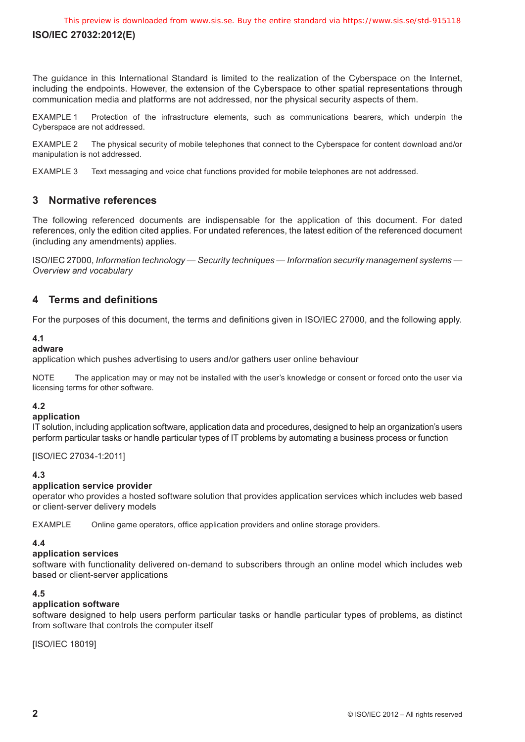The guidance in this International Standard is limited to the realization of the Cyberspace on the Internet, including the endpoints. However, the extension of the Cyberspace to other spatial representations through communication media and platforms are not addressed, nor the physical security aspects of them.

EXAMPLE 1 Protection of the infrastructure elements, such as communications bearers, which underpin the Cyberspace are not addressed.

EXAMPLE 2 The physical security of mobile telephones that connect to the Cyberspace for content download and/or manipulation is not addressed.

EXAMPLE 3 Text messaging and voice chat functions provided for mobile telephones are not addressed.

## 3 Normative references

The following referenced documents are indispensable for the application of this document. For dated references, only the edition cited applies. For undated references, the latest edition of the referenced document (including any amendments) applies.

ISO/IEC 27000, *Information technology — Security techniques — Information security management systems — Overview and vocabulary*

## 4 Terms and definitions

For the purposes of this document, the terms and definitions given in ISO/IEC 27000, and the following apply.

**4.1**
**adware**
application which pushes advertising to users and/or gathers user online behaviour

NOTE The application may or may not be installed with the user's knowledge or consent or forced onto the user via licensing terms for other software.

**4.2**
**application**
IT solution, including application software, application data and procedures, designed to help an organization's users perform particular tasks or handle particular types of IT problems by automating a business process or function

[ISO/IEC 27034-1:2011]

**4.3**
**application service provider**
operator who provides a hosted software solution that provides application services which includes web based or client-server delivery models

EXAMPLE Online game operators, office application providers and online storage providers.

**4.4**
**application services**
software with functionality delivered on-demand to subscribers through an online model which includes web based or client-server applications

**4.5**
**application software**
software designed to help users perform particular tasks or handle particular types of problems, as distinct from software that controls the computer itself

[ISO/IEC 18019]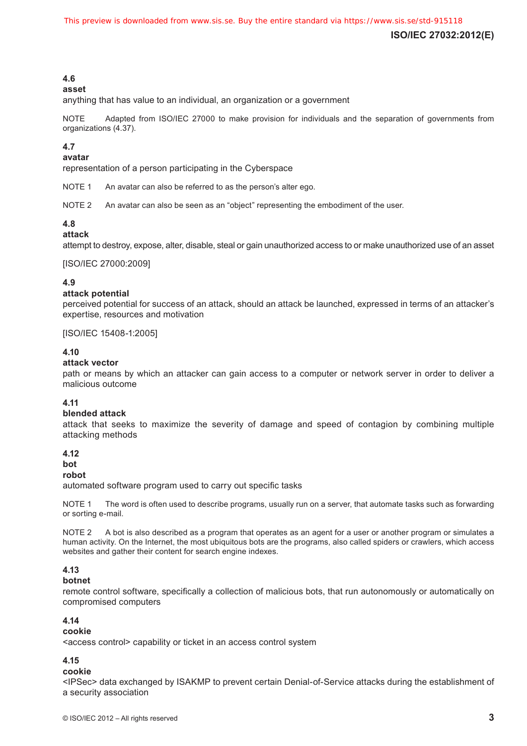**4.6**
**asset**
anything that has value to an individual, an organization or a government

NOTE Adapted from ISO/IEC 27000 to make provision for individuals and the separation of governments from organizations (4.37).

**4.7**
**avatar**
representation of a person participating in the Cyberspace

NOTE 1 An avatar can also be referred to as the person's alter ego.

NOTE 2 An avatar can also be seen as an "object" representing the embodiment of the user.

**4.8**
**attack**
attempt to destroy, expose, alter, disable, steal or gain unauthorized access to or make unauthorized use of an asset

[ISO/IEC 27000:2009]

**4.9**
**attack potential**
perceived potential for success of an attack, should an attack be launched, expressed in terms of an attacker's expertise, resources and motivation

[ISO/IEC 15408-1:2005]

**4.10**
**attack vector**
path or means by which an attacker can gain access to a computer or network server in order to deliver a malicious outcome

**4.11**
**blended attack**
attack that seeks to maximize the severity of damage and speed of contagion by combining multiple attacking methods

**4.12**
**bot**
**robot**
automated software program used to carry out specific tasks

NOTE 1 The word is often used to describe programs, usually run on a server, that automate tasks such as forwarding or sorting e-mail.

NOTE 2 A bot is also described as a program that operates as an agent for a user or another program or simulates a human activity. On the Internet, the most ubiquitous bots are the programs, also called spiders or crawlers, which access websites and gather their content for search engine indexes.

**4.13**
**botnet**
remote control software, specifically a collection of malicious bots, that run autonomously or automatically on compromised computers

**4.14**
**cookie**
<access control> capability or ticket in an access control system

**4.15**
**cookie**
<IPSec> data exchanged by ISAKMP to prevent certain Denial-of-Service attacks during the establishment of a security association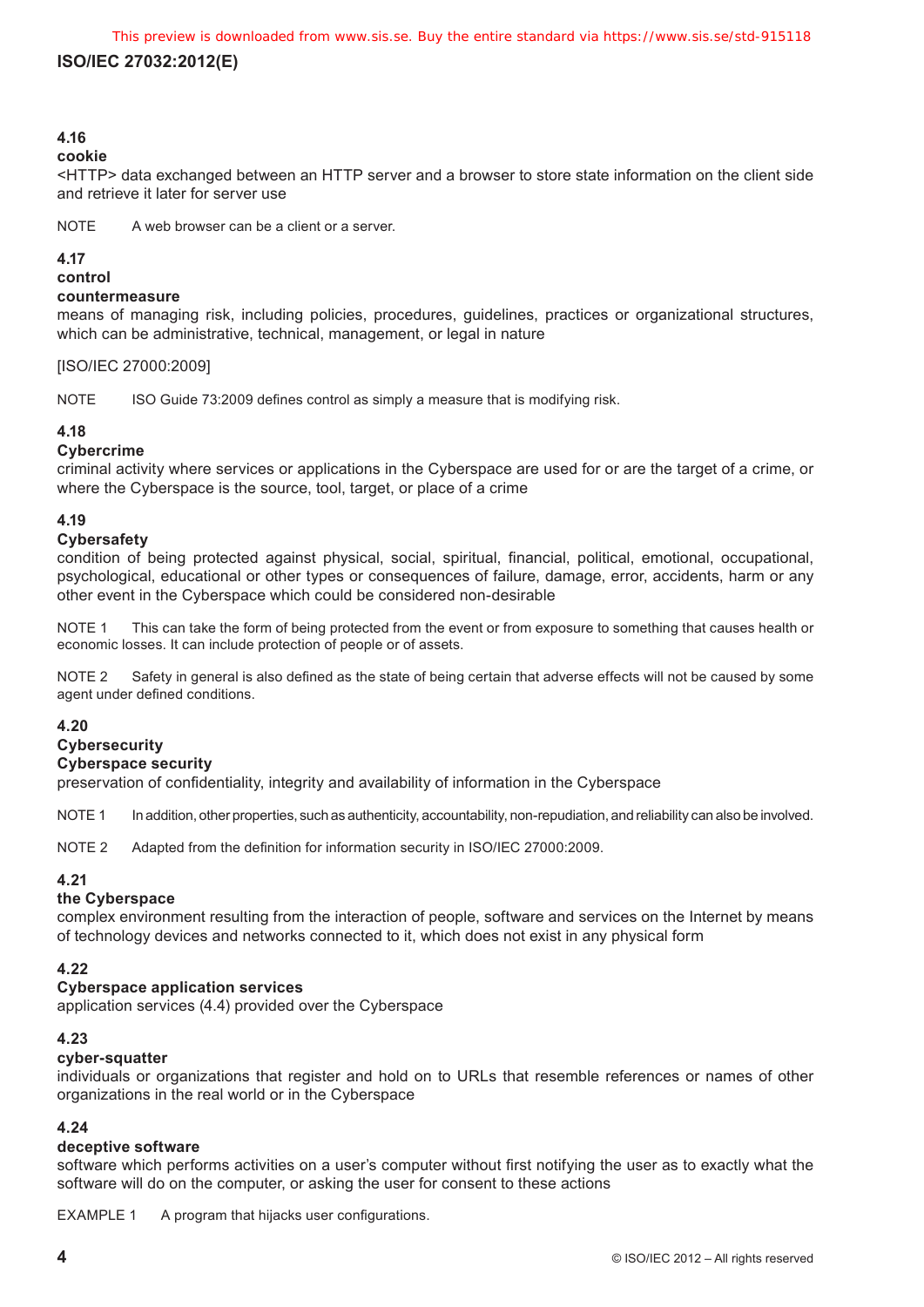**4.16**
**cookie**
<HTTP> data exchanged between an HTTP server and a browser to store state information on the client side and retrieve it later for server use

NOTE A web browser can be a client or a server.

**4.17**
**control**
**countermeasure**
means of managing risk, including policies, procedures, guidelines, practices or organizational structures, which can be administrative, technical, management, or legal in nature

[ISO/IEC 27000:2009]

NOTE ISO Guide 73:2009 defines control as simply a measure that is modifying risk.

**4.18**
**Cybercrime**
criminal activity where services or applications in the Cyberspace are used for or are the target of a crime, or where the Cyberspace is the source, tool, target, or place of a crime

**4.19**
**Cybersafety**
condition of being protected against physical, social, spiritual, financial, political, emotional, occupational, psychological, educational or other types or consequences of failure, damage, error, accidents, harm or any other event in the Cyberspace which could be considered non-desirable

NOTE 1 This can take the form of being protected from the event or from exposure to something that causes health or economic losses. It can include protection of people or of assets.

NOTE 2 Safety in general is also defined as the state of being certain that adverse effects will not be caused by some agent under defined conditions.

**4.20**
**Cybersecurity**
**Cyberspace security**
preservation of confidentiality, integrity and availability of information in the Cyberspace

NOTE 1 In addition, other properties, such as authenticity, accountability, non-repudiation, and reliability can also be involved.

NOTE 2 Adapted from the definition for information security in ISO/IEC 27000:2009.

**4.21**
**the Cyberspace**
complex environment resulting from the interaction of people, software and services on the Internet by means of technology devices and networks connected to it, which does not exist in any physical form

**4.22**
**Cyberspace application services**
application services (4.4) provided over the Cyberspace

**4.23**
**cyber-squatter**
individuals or organizations that register and hold on to URLs that resemble references or names of other organizations in the real world or in the Cyberspace

**4.24**
**deceptive software**
software which performs activities on a user's computer without first notifying the user as to exactly what the software will do on the computer, or asking the user for consent to these actions

EXAMPLE 1 A program that hijacks user configurations.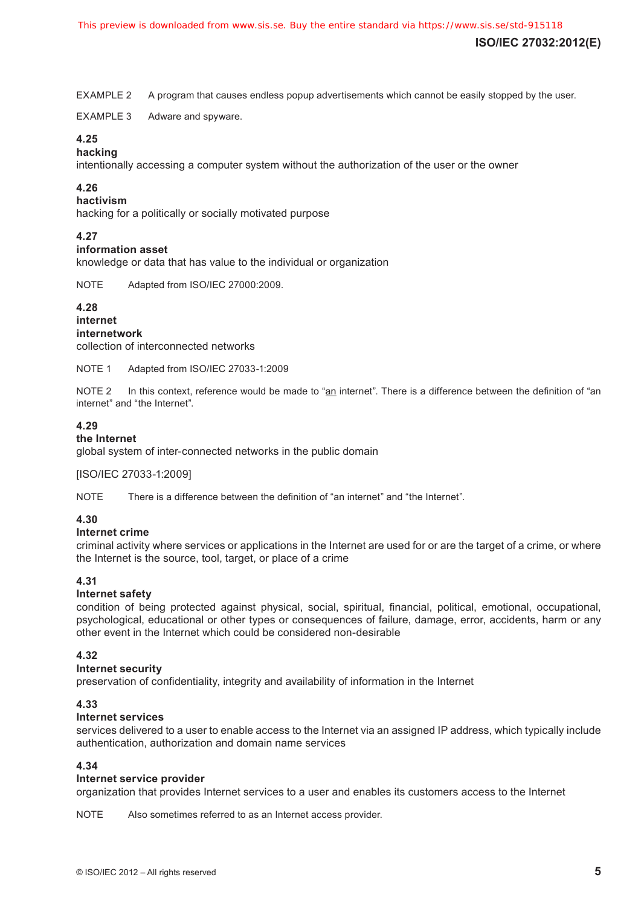EXAMPLE 2  A program that causes endless popup advertisements which cannot be easily stopped by the user.

EXAMPLE 3  Adware and spyware.

**4.25**
**hacking**
intentionally accessing a computer system without the authorization of the user or the owner

**4.26**
**hactivism**
hacking for a politically or socially motivated purpose

**4.27**
**information asset**
knowledge or data that has value to the individual or organization

NOTE  Adapted from ISO/IEC 27000:2009.

**4.28**
**internet**
**internetwork**
collection of interconnected networks

NOTE 1  Adapted from ISO/IEC 27033-1:2009

NOTE 2  In this context, reference would be made to "<u>an</u> internet". There is a difference between the definition of "an internet" and "the Internet".

**4.29**
**the Internet**
global system of inter-connected networks in the public domain

[ISO/IEC 27033-1:2009]

NOTE  There is a difference between the definition of "an internet" and "the Internet".

**4.30**
**Internet crime**
criminal activity where services or applications in the Internet are used for or are the target of a crime, or where the Internet is the source, tool, target, or place of a crime

**4.31**
**Internet safety**
condition of being protected against physical, social, spiritual, financial, political, emotional, occupational, psychological, educational or other types or consequences of failure, damage, error, accidents, harm or any other event in the Internet which could be considered non-desirable

**4.32**
**Internet security**
preservation of confidentiality, integrity and availability of information in the Internet

**4.33**
**Internet services**
services delivered to a user to enable access to the Internet via an assigned IP address, which typically include authentication, authorization and domain name services

**4.34**
**Internet service provider**
organization that provides Internet services to a user and enables its customers access to the Internet

NOTE  Also sometimes referred to as an Internet access provider.